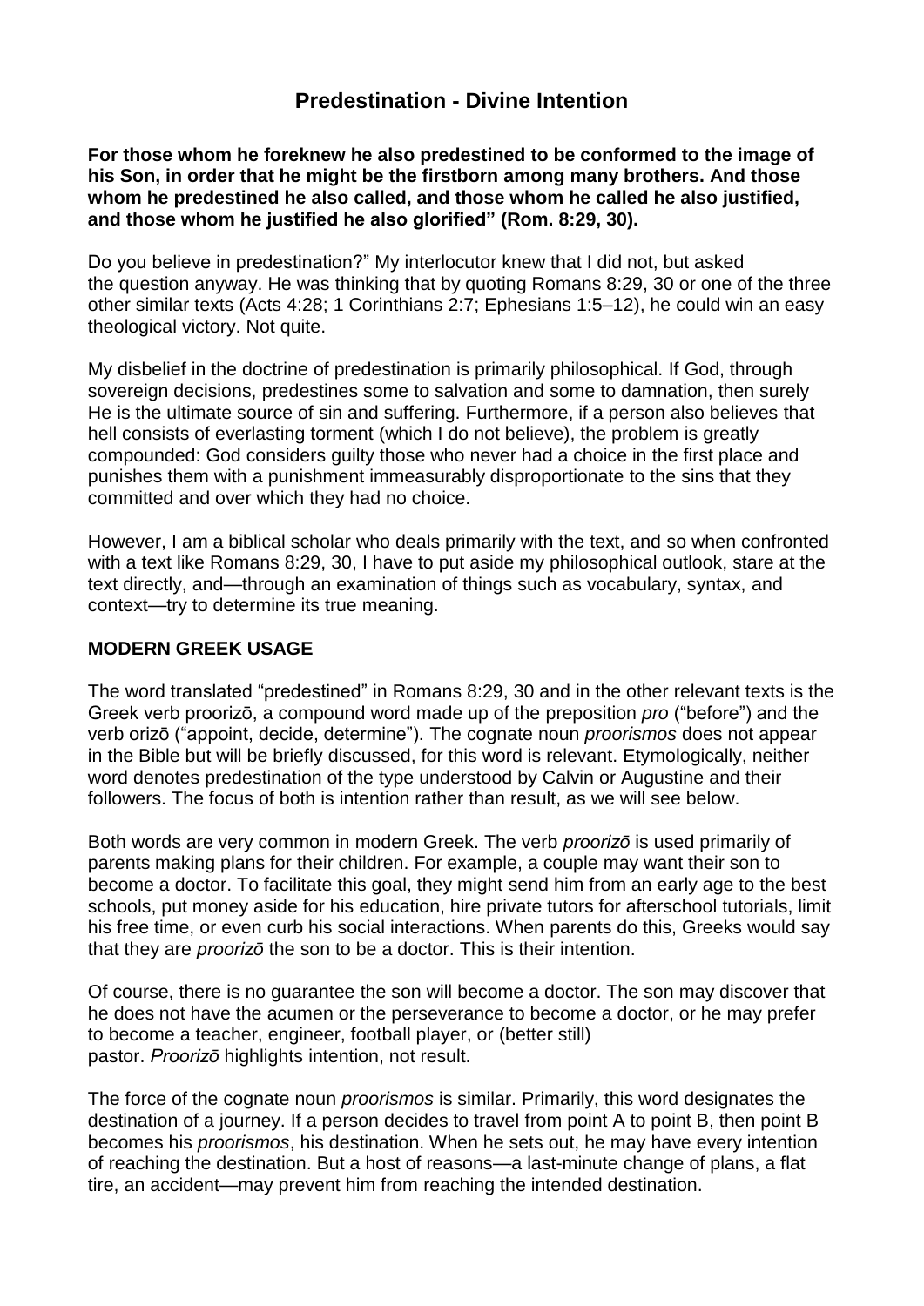# Predestination - Divine Intention

**For those whom he foreknew he also predestined to be conformed to the image of his Son, in order that he might be the firstborn among many brothers. And those whom he predestined he also called, and those whom he called he also justified, and those whom he justified he also glorified" (Rom. 8:29, 30).**

Do you believe in predestination?" My interlocutor knew that I did not, but asked the question anyway. He was thinking that by quoting Romans 8:29, 30 or one of the three other similar texts (Acts 4:28; 1 Corinthians 2:7; Ephesians 1:5–12), he could win an easy theological victory. Not quite.

My disbelief in the doctrine of predestination is primarily philosophical. If God, through sovereign decisions, predestines some to salvation and some to damnation, then surely He is the ultimate source of sin and suffering. Furthermore, if a person also believes that hell consists of everlasting torment (which I do not believe), the problem is greatly compounded: God considers guilty those who never had a choice in the first place and punishes them with a punishment immeasurably disproportionate to the sins that they committed and over which they had no choice.

However, I am a biblical scholar who deals primarily with the text, and so when confronted with a text like Romans 8:29, 30, I have to put aside my philosophical outlook, stare at the text directly, and—through an examination of things such as vocabulary, syntax, and context—try to determine its true meaning.

## MODERN GREEK USAGE

The word translated "predestined" in Romans 8:29, 30 and in the other relevant texts is the Greek verb proorizō, a compound word made up of the preposition *pro* ("before") and the verb orizō ("appoint, decide, determine"). The cognate noun *proorismos* does not appear in the Bible but will be briefly discussed, for this word is relevant. Etymologically, neither word denotes predestination of the type understood by Calvin or Augustine and their followers. The focus of both is intention rather than result, as we will see below.

Both words are very common in modern Greek. The verb *proorizō* is used primarily of parents making plans for their children. For example, a couple may want their son to become a doctor. To facilitate this goal, they might send him from an early age to the best schools, put money aside for his education, hire private tutors for afterschool tutorials, limit his free time, or even curb his social interactions. When parents do this, Greeks would say that they are *proorizō* the son to be a doctor. This is their intention.

Of course, there is no guarantee the son will become a doctor. The son may discover that he does not have the acumen or the perseverance to become a doctor, or he may prefer to become a teacher, engineer, football player, or (better still) pastor. *Proorizō* highlights intention, not result.

The force of the cognate noun *proorismos* is similar. Primarily, this word designates the destination of a journey. If a person decides to travel from point A to point B, then point B becomes his *proorismos*, his destination. When he sets out, he may have every intention of reaching the destination. But a host of reasons—a last-minute change of plans, a flat tire, an accident—may prevent him from reaching the intended destination.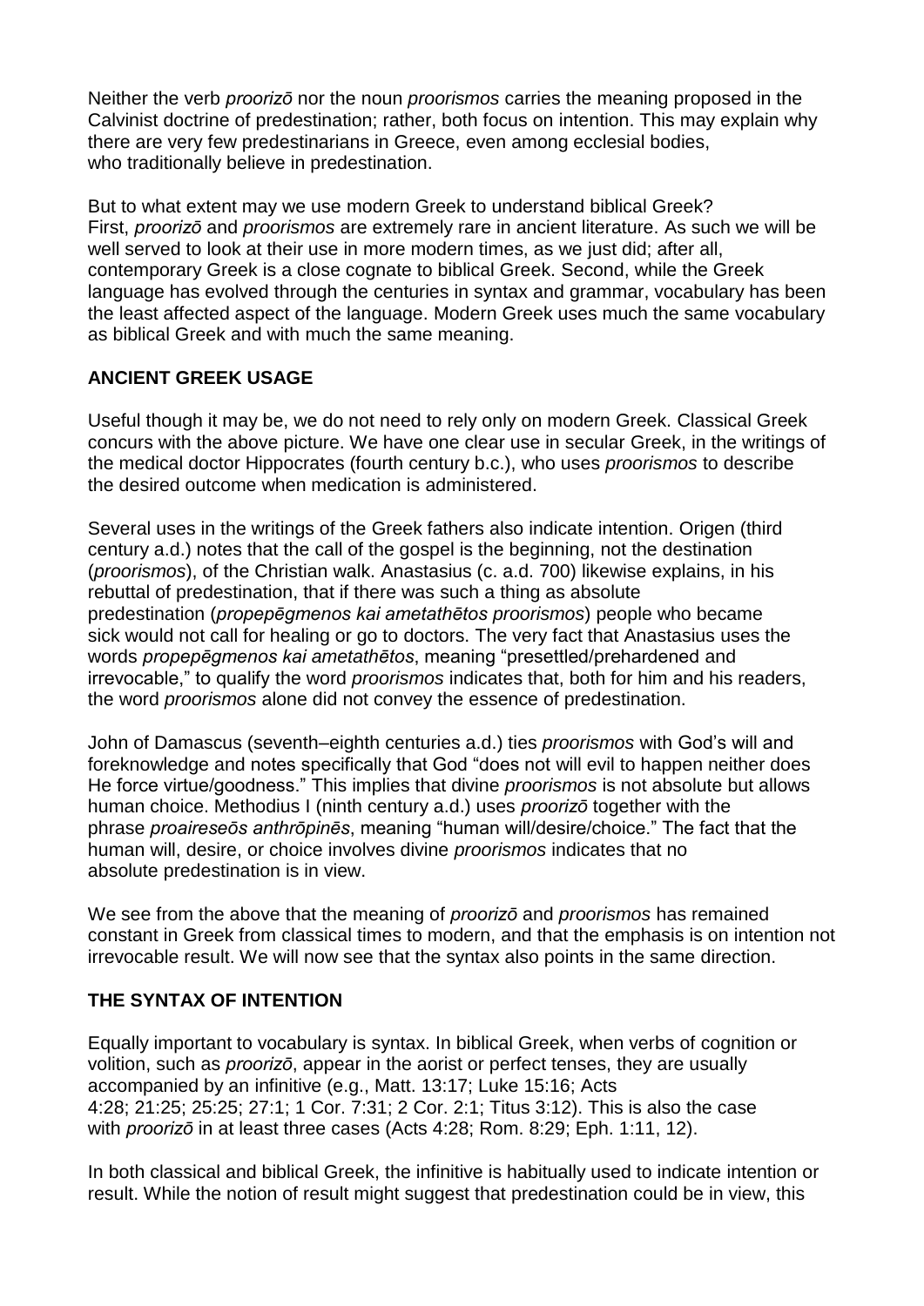Neither the verb *proorizō* nor the noun *proorismos* carries the meaning proposed in the Calvinist doctrine of predestination; rather, both focus on intention. This may explain why there are very few predestinarians in Greece, even among ecclesial bodies, who traditionally believe in predestination.

But to what extent may we use modern Greek to understand biblical Greek? First, *proorizō* and *proorismos* are extremely rare in ancient literature. As such we will be well served to look at their use in more modern times, as we just did; after all, contemporary Greek is a close cognate to biblical Greek. Second, while the Greek language has evolved through the centuries in syntax and grammar, vocabulary has been the least affected aspect of the language. Modern Greek uses much the same vocabulary as biblical Greek and with much the same meaning.

## ANCIENT GREEK USAGE

Useful though it may be, we do not need to rely only on modern Greek. Classical Greek concurs with the above picture. We have one clear use in secular Greek, in the writings of the medical doctor Hippocrates (fourth century b.c.), who uses *proorismos* to describe the desired outcome when medication is administered.

Several uses in the writings of the Greek fathers also indicate intention. Origen (third century a.d.) notes that the call of the gospel is the beginning, not the destination (*proorismos*), of the Christian walk. Anastasius (c. a.d. 700) likewise explains, in his rebuttal of predestination, that if there was such a thing as absolute predestination (*propepēgmenos kai ametathētos proorismos*) people who became sick would not call for healing or go to doctors. The very fact that Anastasius uses the words *propepēgmenos kai ametathētos*, meaning "presettled/prehardened and irrevocable," to qualify the word *proorismos* indicates that, both for him and his readers, the word *proorismos* alone did not convey the essence of predestination.

John of Damascus (seventh–eighth centuries a.d.) ties *proorismos* with God's will and foreknowledge and notes specifically that God "does not will evil to happen neither does He force virtue/goodness." This implies that divine *proorismos* is not absolute but allows human choice. Methodius I (ninth century a.d.) uses *proorizō* together with the phrase *proaireseōs anthrōpinēs*, meaning "human will/desire/choice." The fact that the human will, desire, or choice involves divine *proorismos* indicates that no absolute predestination is in view.

We see from the above that the meaning of *proorizō* and *proorismos* has remained constant in Greek from classical times to modern, and that the emphasis is on intention not irrevocable result. We will now see that the syntax also points in the same direction.

## THE SYNTAX OF INTENTION

Equally important to vocabulary is syntax. In biblical Greek, when verbs of cognition or volition, such as *proorizō*, appear in the aorist or perfect tenses, they are usually accompanied by an infinitive (e.g., Matt. 13:17; Luke 15:16; Acts 4:28; 21:25; 25:25; 27:1; 1 Cor. 7:31; 2 Cor. 2:1; Titus 3:12). This is also the case with *proorizō* in at least three cases (Acts 4:28; Rom. 8:29; Eph. 1:11, 12).

In both classical and biblical Greek, the infinitive is habitually used to indicate intention or result. While the notion of result might suggest that predestination could be in view, this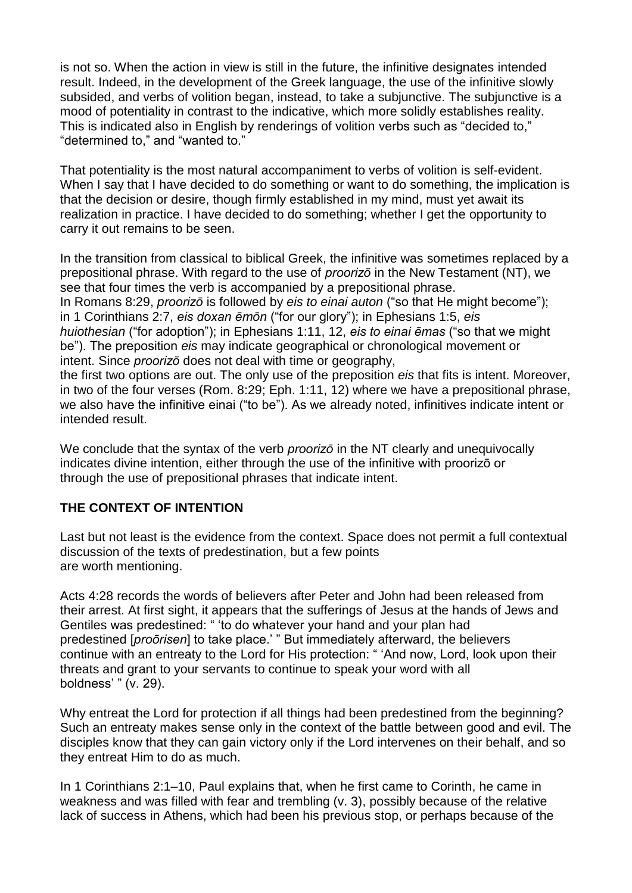is not so. When the action in view is still in the future, the infinitive designates intended result. Indeed, in the development of the Greek language, the use of the infinitive slowly subsided, and verbs of volition began, instead, to take a subjunctive. The subjunctive is a mood of potentiality in contrast to the indicative, which more solidly establishes reality. This is indicated also in English by renderings of volition verbs such as "decided to," "determined to," and "wanted to."

That potentiality is the most natural accompaniment to verbs of volition is self-evident. When I say that I have decided to do something or want to do something, the implication is that the decision or desire, though firmly established in my mind, must yet await its realization in practice. I have decided to do something; whether I get the opportunity to carry it out remains to be seen.

In the transition from classical to biblical Greek, the infinitive was sometimes replaced by a prepositional phrase. With regard to the use of *proorizō* in the New Testament (NT), we see that four times the verb is accompanied by a prepositional phrase.
In Romans 8:29, *proorizō* is followed by *eis to einai auton* ("so that He might become"); in 1 Corinthians 2:7, *eis doxan ēmōn* ("for our glory"); in Ephesians 1:5, *eis huiothesian* ("for adoption"); in Ephesians 1:11, 12, *eis to einai ēmas* ("so that we might be"). The preposition *eis* may indicate geographical or chronological movement or intent. Since *proorizō* does not deal with time or geography,
the first two options are out. The only use of the preposition *eis* that fits is intent. Moreover, in two of the four verses (Rom. 8:29; Eph. 1:11, 12) where we have a prepositional phrase, we also have the infinitive einai ("to be"). As we already noted, infinitives indicate intent or intended result.

We conclude that the syntax of the verb *proorizō* in the NT clearly and unequivocally indicates divine intention, either through the use of the infinitive with proorizō or through the use of prepositional phrases that indicate intent.

**THE CONTEXT OF INTENTION**

Last but not least is the evidence from the context. Space does not permit a full contextual discussion of the texts of predestination, but a few points are worth mentioning.

Acts 4:28 records the words of believers after Peter and John had been released from their arrest. At first sight, it appears that the sufferings of Jesus at the hands of Jews and Gentiles was predestined: " 'to do whatever your hand and your plan had predestined [*proōrisen*] to take place.' " But immediately afterward, the believers continue with an entreaty to the Lord for His protection: " 'And now, Lord, look upon their threats and grant to your servants to continue to speak your word with all boldness' " (v. 29).

Why entreat the Lord for protection if all things had been predestined from the beginning? Such an entreaty makes sense only in the context of the battle between good and evil. The disciples know that they can gain victory only if the Lord intervenes on their behalf, and so they entreat Him to do as much.

In 1 Corinthians 2:1–10, Paul explains that, when he first came to Corinth, he came in weakness and was filled with fear and trembling (v. 3), possibly because of the relative lack of success in Athens, which had been his previous stop, or perhaps because of the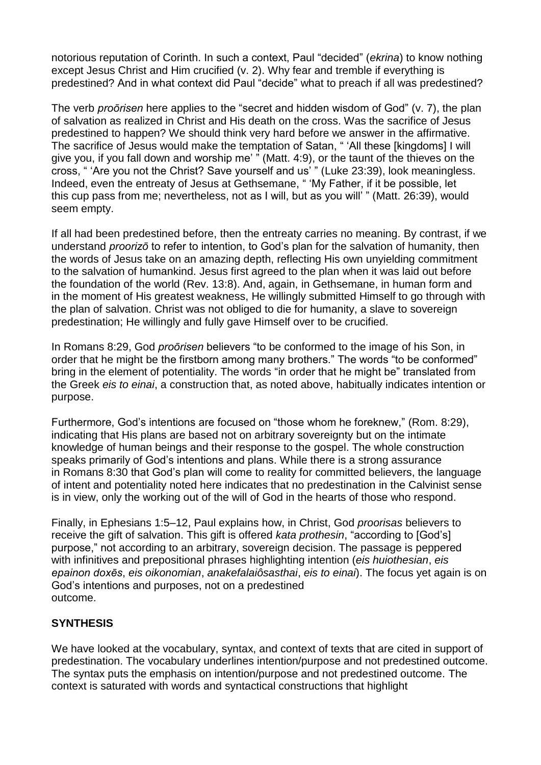notorious reputation of Corinth. In such a context, Paul "decided" (*ekrina*) to know nothing except Jesus Christ and Him crucified (v. 2). Why fear and tremble if everything is predestined? And in what context did Paul "decide" what to preach if all was predestined?

The verb *proōrisen* here applies to the "secret and hidden wisdom of God" (v. 7), the plan of salvation as realized in Christ and His death on the cross. Was the sacrifice of Jesus predestined to happen? We should think very hard before we answer in the affirmative. The sacrifice of Jesus would make the temptation of Satan, " 'All these [kingdoms] I will give you, if you fall down and worship me' " (Matt. 4:9), or the taunt of the thieves on the cross, " 'Are you not the Christ? Save yourself and us' " (Luke 23:39), look meaningless. Indeed, even the entreaty of Jesus at Gethsemane, " 'My Father, if it be possible, let this cup pass from me; nevertheless, not as I will, but as you will' " (Matt. 26:39), would seem empty.

If all had been predestined before, then the entreaty carries no meaning. By contrast, if we understand *proorizō* to refer to intention, to God's plan for the salvation of humanity, then the words of Jesus take on an amazing depth, reflecting His own unyielding commitment to the salvation of humankind. Jesus first agreed to the plan when it was laid out before the foundation of the world (Rev. 13:8). And, again, in Gethsemane, in human form and in the moment of His greatest weakness, He willingly submitted Himself to go through with the plan of salvation. Christ was not obliged to die for humanity, a slave to sovereign predestination; He willingly and fully gave Himself over to be crucified.

In Romans 8:29, God *proōrisen* believers "to be conformed to the image of his Son, in order that he might be the firstborn among many brothers." The words "to be conformed" bring in the element of potentiality. The words "in order that he might be" translated from the Greek *eis to einai*, a construction that, as noted above, habitually indicates intention or purpose.

Furthermore, God's intentions are focused on "those whom he foreknew," (Rom. 8:29), indicating that His plans are based not on arbitrary sovereignty but on the intimate knowledge of human beings and their response to the gospel. The whole construction speaks primarily of God's intentions and plans. While there is a strong assurance in Romans 8:30 that God's plan will come to reality for committed believers, the language of intent and potentiality noted here indicates that no predestination in the Calvinist sense is in view, only the working out of the will of God in the hearts of those who respond.

Finally, in Ephesians 1:5–12, Paul explains how, in Christ, God *proorisas* believers to receive the gift of salvation. This gift is offered *kata prothesin*, "according to [God's] purpose," not according to an arbitrary, sovereign decision. The passage is peppered with infinitives and prepositional phrases highlighting intention (*eis huiothesian*, *eis epainon doxēs*, *eis oikonomian*, *anakefalaiôsasthai*, *eis to einai*). The focus yet again is on God's intentions and purposes, not on a predestined outcome.

## SYNTHESIS

We have looked at the vocabulary, syntax, and context of texts that are cited in support of predestination. The vocabulary underlines intention/purpose and not predestined outcome. The syntax puts the emphasis on intention/purpose and not predestined outcome. The context is saturated with words and syntactical constructions that highlight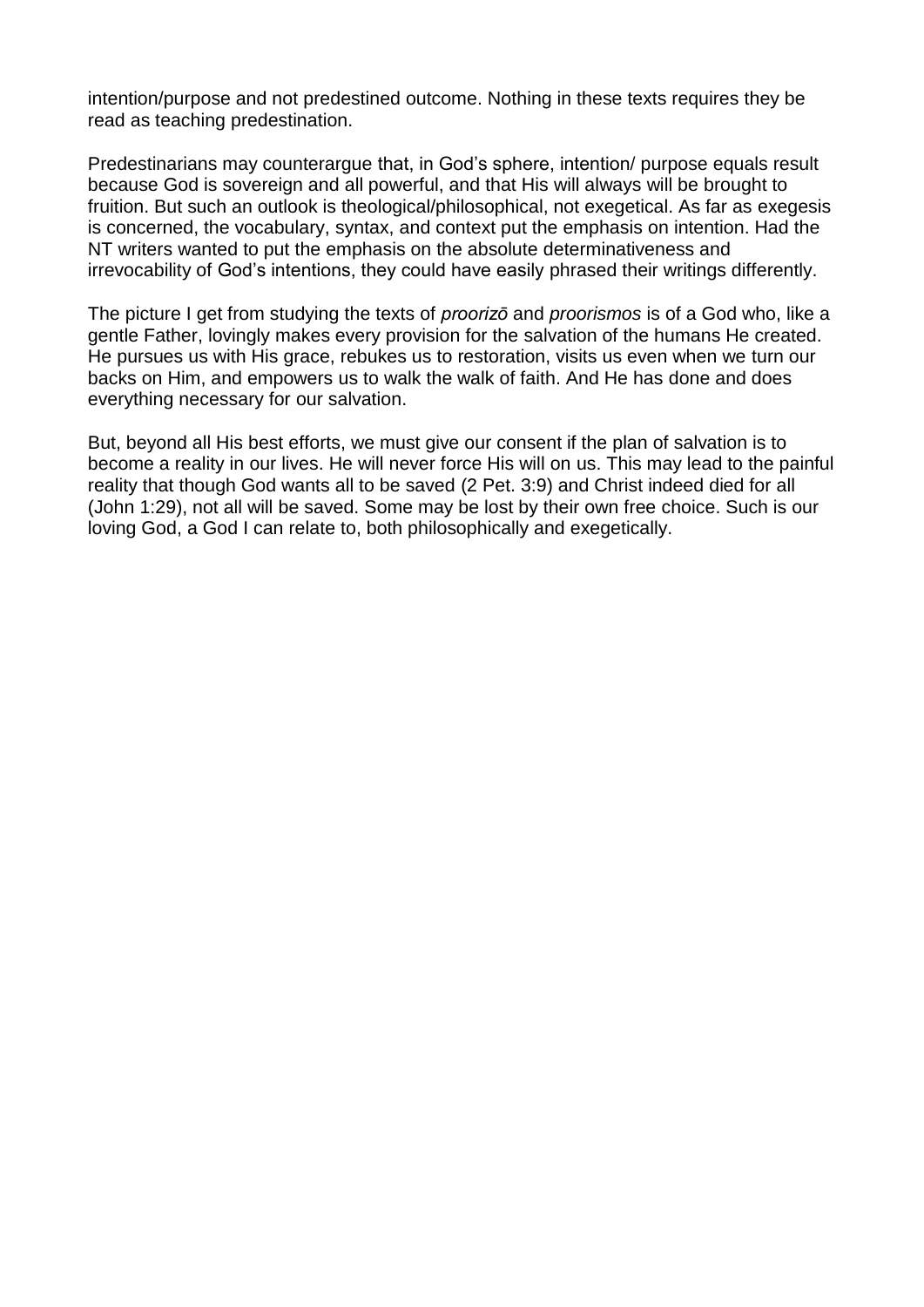intention/purpose and not predestined outcome. Nothing in these texts requires they be read as teaching predestination.

Predestinarians may counterargue that, in God's sphere, intention/ purpose equals result because God is sovereign and all powerful, and that His will always will be brought to fruition. But such an outlook is theological/philosophical, not exegetical. As far as exegesis is concerned, the vocabulary, syntax, and context put the emphasis on intention. Had the NT writers wanted to put the emphasis on the absolute determinativeness and irrevocability of God's intentions, they could have easily phrased their writings differently.

The picture I get from studying the texts of *proorizō* and *proorismos* is of a God who, like a gentle Father, lovingly makes every provision for the salvation of the humans He created. He pursues us with His grace, rebukes us to restoration, visits us even when we turn our backs on Him, and empowers us to walk the walk of faith. And He has done and does everything necessary for our salvation.

But, beyond all His best efforts, we must give our consent if the plan of salvation is to become a reality in our lives. He will never force His will on us. This may lead to the painful reality that though God wants all to be saved (2 Pet. 3:9) and Christ indeed died for all (John 1:29), not all will be saved. Some may be lost by their own free choice. Such is our loving God, a God I can relate to, both philosophically and exegetically.